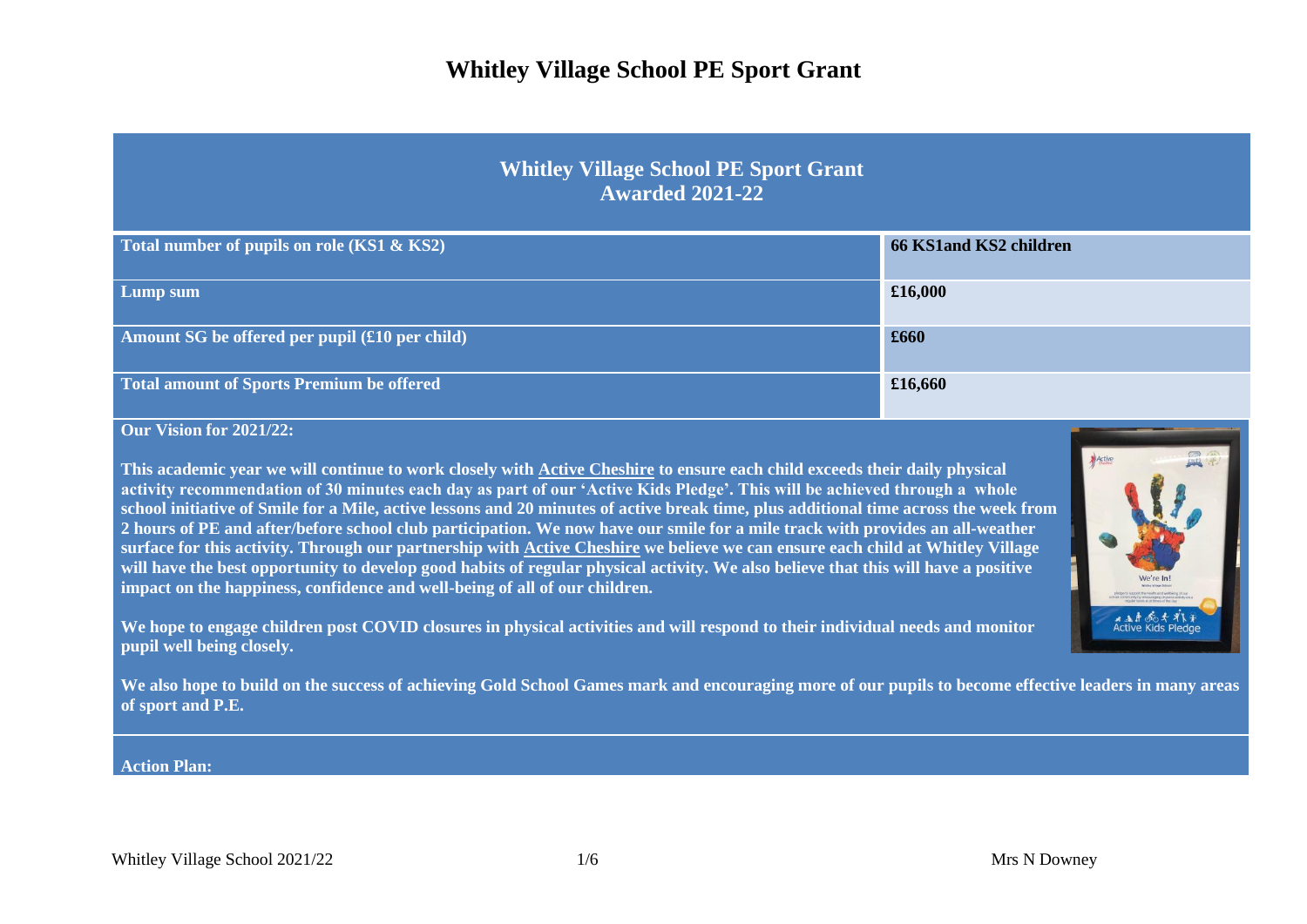# Whitley Village School PE Sport Grant

| Whitley Village School PE Sport Grant Awarded 2021-22 | |
|---|---|
| **Total number of pupils on role (KS1 & KS2)** | **66 KS1and KS2 children** |
| **Lump sum** | **£16,000** |
| **Amount SG be offered per pupil (£10 per child)** | **£660** |
| **Total amount of Sports Premium be offered** | **£16,660** |

**Our Vision for 2021/22:**

**This academic year we will continue to work closely with Active Cheshire to ensure each child exceeds their daily physical activity recommendation of 30 minutes each day as part of our 'Active Kids Pledge'. This will be achieved through a whole school initiative of Smile for a Mile, active lessons and 20 minutes of active break time, plus additional time across the week from 2 hours of PE and after/before school club participation. We now have our smile for a mile track with provides an all-weather surface for this activity. Through our partnership with Active Cheshire we believe we can ensure each child at Whitley Village will have the best opportunity to develop good habits of regular physical activity. We also believe that this will have a positive impact on the happiness, confidence and well-being of all of our children.**

**We hope to engage children post COVID closures in physical activities and will respond to their individual needs and monitor pupil well being closely.**

**We also hope to build on the success of achieving Gold School Games mark and encouraging more of our pupils to become effective leaders in many areas of sport and P.E.**

**Action Plan:**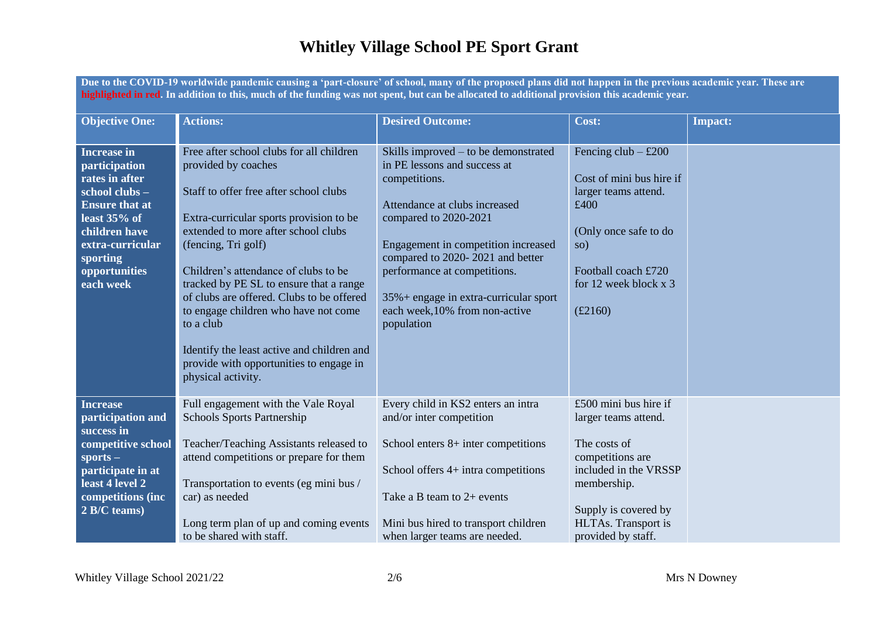# Whitley Village School PE Sport Grant

**Due to the COVID-19 worldwide pandemic causing a 'part-closure' of school, many of the proposed plans did not happen in the previous academic year. These are highlighted in red. In addition to this, much of the funding was not spent, but can be allocated to additional provision this academic year.**

| Objective One: | Actions: | Desired Outcome: | Cost: | Impact: |
|---|---|---|---|---|
| **Increase in participation rates in after school clubs – Ensure that at least 35% of children have extra-curricular sporting opportunities each week** | Free after school clubs for all children provided by coaches<br><br>Staff to offer free after school clubs<br><br>Extra-curricular sports provision to be extended to more after school clubs (fencing, Tri golf)<br><br>Children's attendance of clubs to be tracked by PE SL to ensure that a range of clubs are offered. Clubs to be offered to engage children who have not come to a club<br><br>Identify the least active and children and provide with opportunities to engage in physical activity. | Skills improved – to be demonstrated in PE lessons and success at competitions.<br><br>Attendance at clubs increased compared to 2020-2021<br><br>Engagement in competition increased compared to 2020- 2021 and better performance at competitions.<br><br>35%+ engage in extra-curricular sport each week,10% from non-active population | Fencing club – £200<br><br>Cost of mini bus hire if larger teams attend. £400<br><br>(Only once safe to do so)<br><br>Football coach £720 for 12 week block x 3<br><br>(£2160) | |
| **Increase participation and success in competitive school sports – participate in at least 4 level 2 competitions (inc 2 B/C teams)** | Full engagement with the Vale Royal Schools Sports Partnership<br><br>Teacher/Teaching Assistants released to attend competitions or prepare for them<br><br>Transportation to events (eg mini bus / car) as needed<br><br>Long term plan of up and coming events to be shared with staff. | Every child in KS2 enters an intra and/or inter competition<br><br>School enters 8+ inter competitions<br><br>School offers 4+ intra competitions<br><br>Take a B team to 2+ events<br><br>Mini bus hired to transport children when larger teams are needed. | £500 mini bus hire if larger teams attend.<br><br>The costs of competitions are included in the VRSSP membership.<br><br>Supply is covered by HLTAs. Transport is provided by staff. | |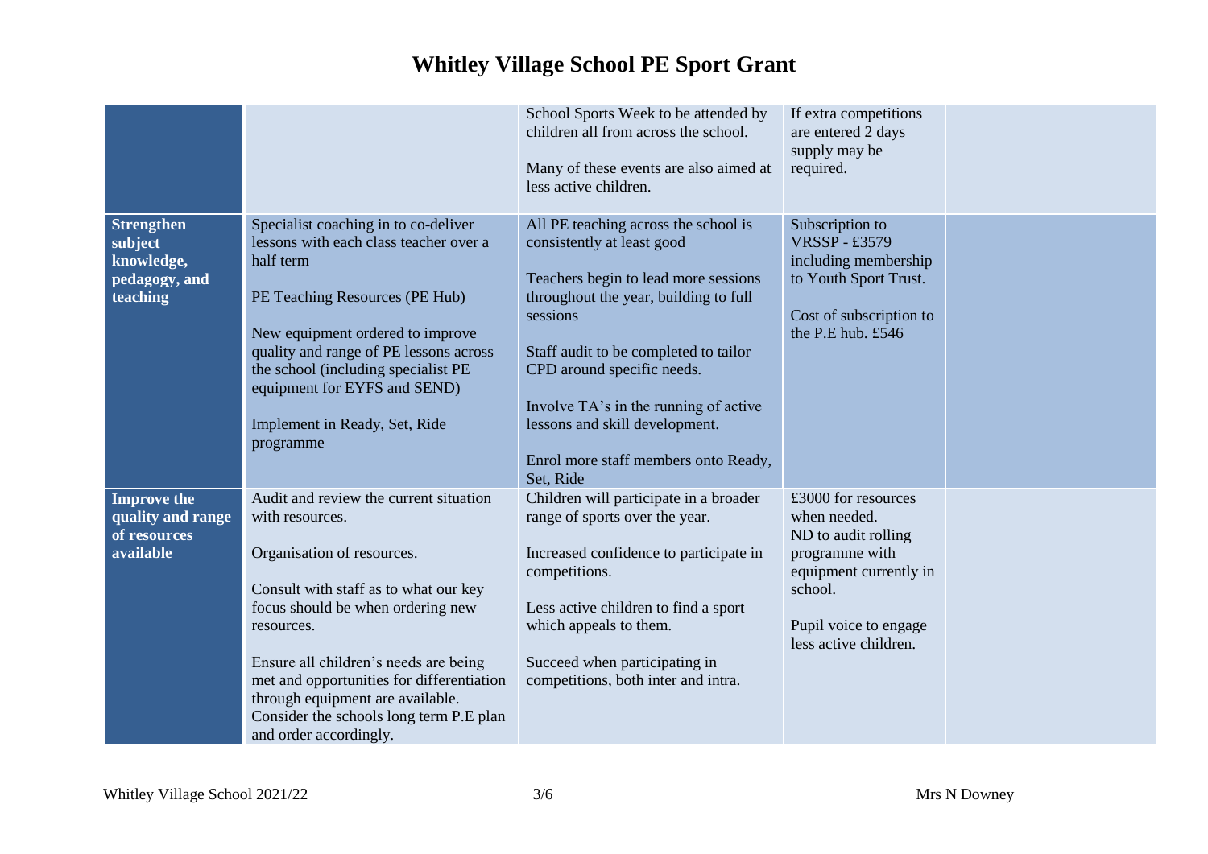# Whitley Village School PE Sport Grant

| | | | | |
|---|---|---|---|---|
| | | School Sports Week to be attended by children all from across the school.<br><br>Many of these events are also aimed at less active children. | If extra competitions are entered 2 days supply may be required. | |
| **Strengthen subject knowledge, pedagogy, and teaching** | Specialist coaching in to co-deliver lessons with each class teacher over a half term<br><br>PE Teaching Resources (PE Hub)<br><br>New equipment ordered to improve quality and range of PE lessons across the school (including specialist PE equipment for EYFS and SEND)<br><br>Implement in Ready, Set, Ride programme | All PE teaching across the school is consistently at least good<br><br>Teachers begin to lead more sessions throughout the year, building to full sessions<br><br>Staff audit to be completed to tailor CPD around specific needs.<br><br>Involve TA's in the running of active lessons and skill development.<br><br>Enrol more staff members onto Ready, Set, Ride | Subscription to VRSSP - £3579 including membership to Youth Sport Trust.<br><br>Cost of subscription to the P.E hub. £546 | |
| **Improve the quality and range of resources available** | Audit and review the current situation with resources.<br><br>Organisation of resources.<br><br>Consult with staff as to what our key focus should be when ordering new resources.<br><br>Ensure all children's needs are being met and opportunities for differentiation through equipment are available. Consider the schools long term P.E plan and order accordingly. | Children will participate in a broader range of sports over the year.<br><br>Increased confidence to participate in competitions.<br><br>Less active children to find a sport which appeals to them.<br><br>Succeed when participating in competitions, both inter and intra. | £3000 for resources when needed. ND to audit rolling programme with equipment currently in school.<br><br>Pupil voice to engage less active children. | |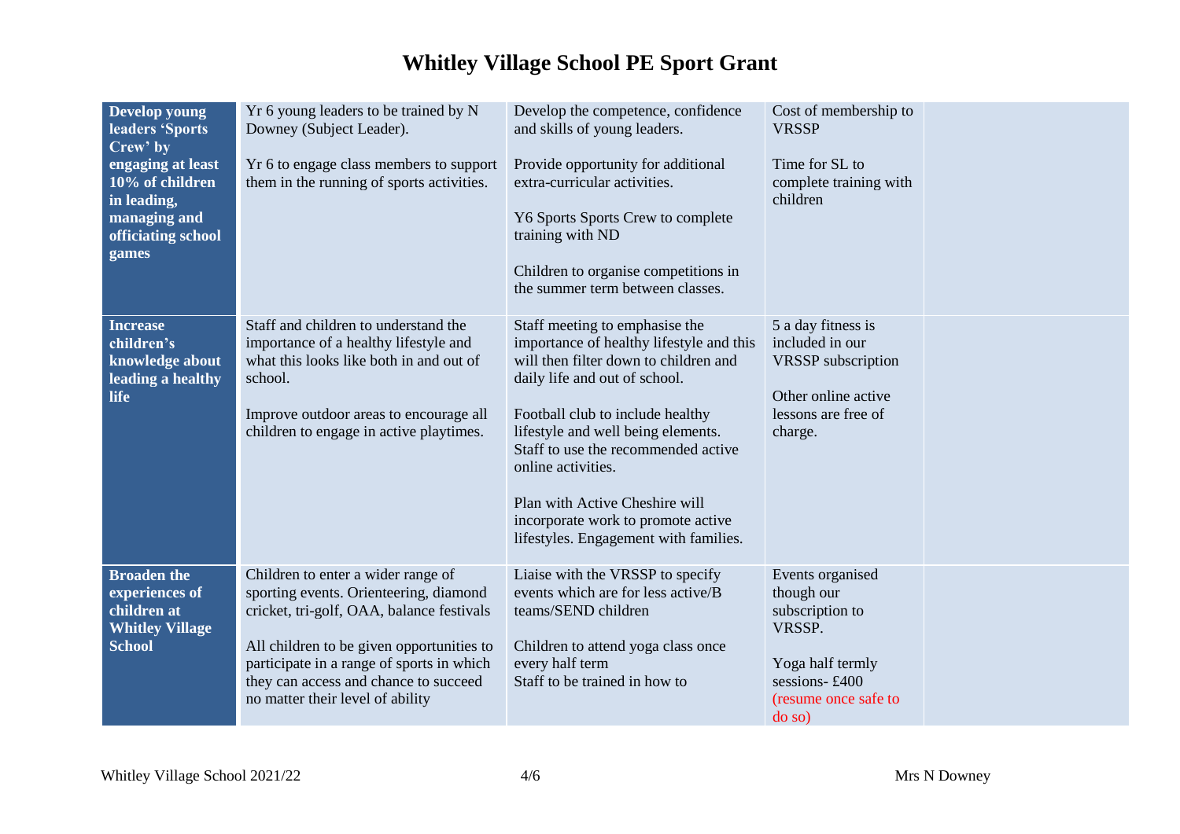# Whitley Village School PE Sport Grant

| | | | | |
|---|---|---|---|---|
| **Develop young leaders 'Sports Crew' by engaging at least 10% of children in leading, managing and officiating school games** | Yr 6 young leaders to be trained by N Downey (Subject Leader).<br><br>Yr 6 to engage class members to support them in the running of sports activities. | Develop the competence, confidence and skills of young leaders.<br><br>Provide opportunity for additional extra-curricular activities.<br><br>Y6 Sports Sports Crew to complete training with ND<br><br>Children to organise competitions in the summer term between classes. | Cost of membership to VRSSP<br><br>Time for SL to complete training with children | |
| **Increase children's knowledge about leading a healthy life** | Staff and children to understand the importance of a healthy lifestyle and what this looks like both in and out of school.<br><br>Improve outdoor areas to encourage all children to engage in active playtimes. | Staff meeting to emphasise the importance of healthy lifestyle and this will then filter down to children and daily life and out of school.<br><br>Football club to include healthy lifestyle and well being elements. Staff to use the recommended active online activities.<br><br>Plan with Active Cheshire will incorporate work to promote active lifestyles. Engagement with families. | 5 a day fitness is included in our VRSSP subscription<br><br>Other online active lessons are free of charge. | |
| **Broaden the experiences of children at Whitley Village School** | Children to enter a wider range of sporting events. Orienteering, diamond cricket, tri-golf, OAA, balance festivals<br><br>All children to be given opportunities to participate in a range of sports in which they can access and chance to succeed no matter their level of ability | Liaise with the VRSSP to specify events which are for less active/B teams/SEND children<br><br>Children to attend yoga class once every half term<br>Staff to be trained in how to | Events organised though our subscription to VRSSP.<br><br>Yoga half termly sessions- £400<br>(resume once safe to do so) | |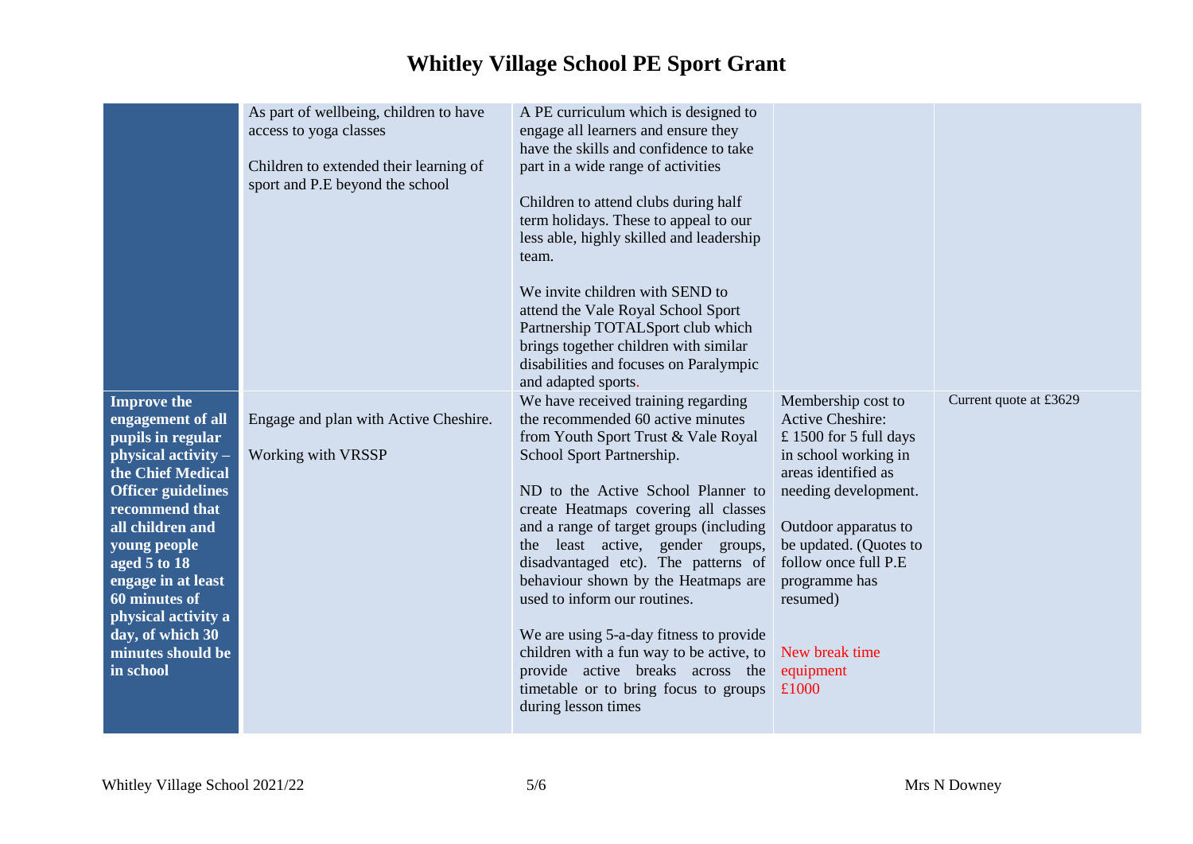# Whitley Village School PE Sport Grant

| | | | | |
|---|---|---|---|---|
| | As part of wellbeing, children to have access to yoga classes<br><br>Children to extended their learning of sport and P.E beyond the school | A PE curriculum which is designed to engage all learners and ensure they have the skills and confidence to take part in a wide range of activities<br><br>Children to attend clubs during half term holidays. These to appeal to our less able, highly skilled and leadership team.<br><br>We invite children with SEND to attend the Vale Royal School Sport Partnership TOTALSport club which brings together children with similar disabilities and focuses on Paralympic and adapted sports. | | |
| **Improve the engagement of all pupils in regular physical activity – the Chief Medical Officer guidelines recommend that all children and young people aged 5 to 18 engage in at least 60 minutes of physical activity a day, of which 30 minutes should be in school** | Engage and plan with Active Cheshire.<br><br>Working with VRSSP | We have received training regarding the recommended 60 active minutes from Youth Sport Trust & Vale Royal School Sport Partnership.<br><br>ND to the Active School Planner to create Heatmaps covering all classes and a range of target groups (including the least active, gender groups, disadvantaged etc). The patterns of behaviour shown by the Heatmaps are used to inform our routines.<br><br>We are using 5-a-day fitness to provide children with a fun way to be active, to provide active breaks across the timetable or to bring focus to groups during lesson times | Membership cost to Active Cheshire: £ 1500 for 5 full days in school working in areas identified as needing development.<br><br>Outdoor apparatus to be updated. (Quotes to follow once full P.E programme has resumed)<br><br>New break time equipment £1000 | Current quote at £3629 |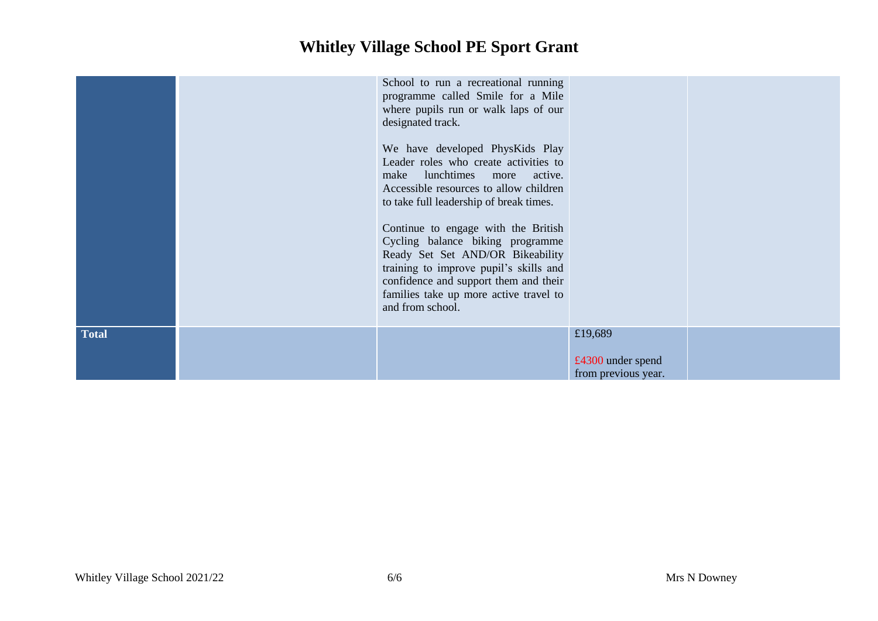# Whitley Village School PE Sport Grant

| | | | | |
|---|---|---|---|---|
| | | School to run a recreational running programme called Smile for a Mile where pupils run or walk laps of our designated track.<br><br>We have developed PhysKids Play Leader roles who create activities to make lunchtimes more active. Accessible resources to allow children to take full leadership of break times.<br><br>Continue to engage with the British Cycling balance biking programme Ready Set Set AND/OR Bikeability training to improve pupil's skills and confidence and support them and their families take up more active travel to and from school. | | |
| **Total** | | | £19,689<br><br>£4300 under spend from previous year. | |